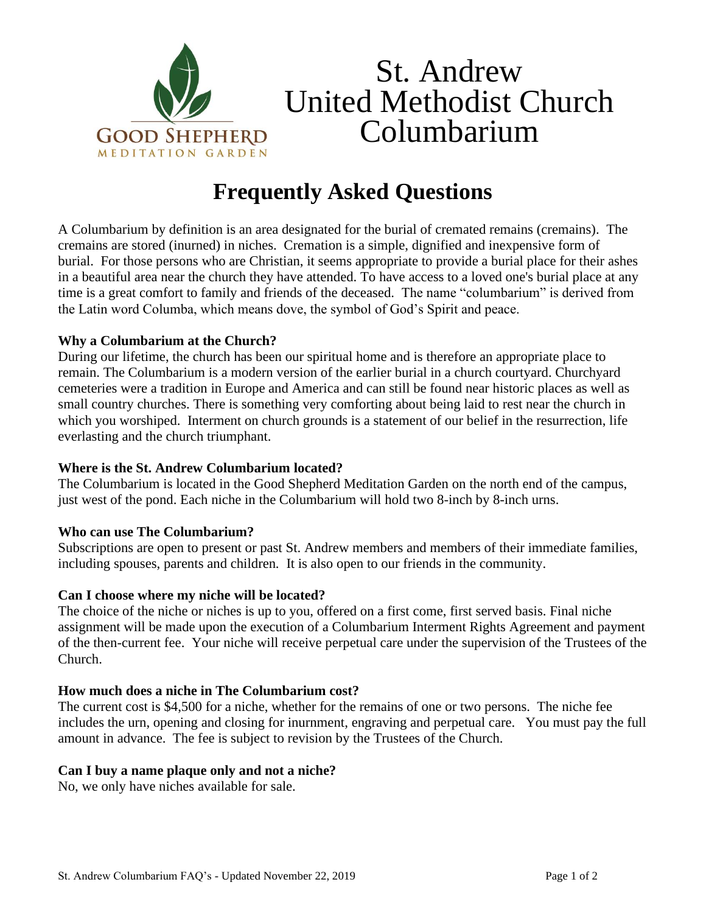GOOD SHEPHERD
MEDITATION GARDEN

# St. Andrew United Methodist Church Columbarium

## Frequently Asked Questions

A Columbarium by definition is an area designated for the burial of cremated remains (cremains). The cremains are stored (inurned) in niches. Cremation is a simple, dignified and inexpensive form of burial. For those persons who are Christian, it seems appropriate to provide a burial place for their ashes in a beautiful area near the church they have attended. To have access to a loved one's burial place at any time is a great comfort to family and friends of the deceased. The name "columbarium" is derived from the Latin word Columba, which means dove, the symbol of God's Spirit and peace.

**Why a Columbarium at the Church?**
During our lifetime, the church has been our spiritual home and is therefore an appropriate place to remain. The Columbarium is a modern version of the earlier burial in a church courtyard. Churchyard cemeteries were a tradition in Europe and America and can still be found near historic places as well as small country churches. There is something very comforting about being laid to rest near the church in which you worshiped. Interment on church grounds is a statement of our belief in the resurrection, life everlasting and the church triumphant.

**Where is the St. Andrew Columbarium located?**
The Columbarium is located in the Good Shepherd Meditation Garden on the north end of the campus, just west of the pond. Each niche in the Columbarium will hold two 8-inch by 8-inch urns.

**Who can use The Columbarium?**
Subscriptions are open to present or past St. Andrew members and members of their immediate families, including spouses, parents and children. It is also open to our friends in the community.

**Can I choose where my niche will be located?**
The choice of the niche or niches is up to you, offered on a first come, first served basis. Final niche assignment will be made upon the execution of a Columbarium Interment Rights Agreement and payment of the then-current fee. Your niche will receive perpetual care under the supervision of the Trustees of the Church.

**How much does a niche in The Columbarium cost?**
The current cost is $4,500 for a niche, whether for the remains of one or two persons. The niche fee includes the urn, opening and closing for inurnment, engraving and perpetual care. You must pay the full amount in advance. The fee is subject to revision by the Trustees of the Church.

**Can I buy a name plaque only and not a niche?**
No, we only have niches available for sale.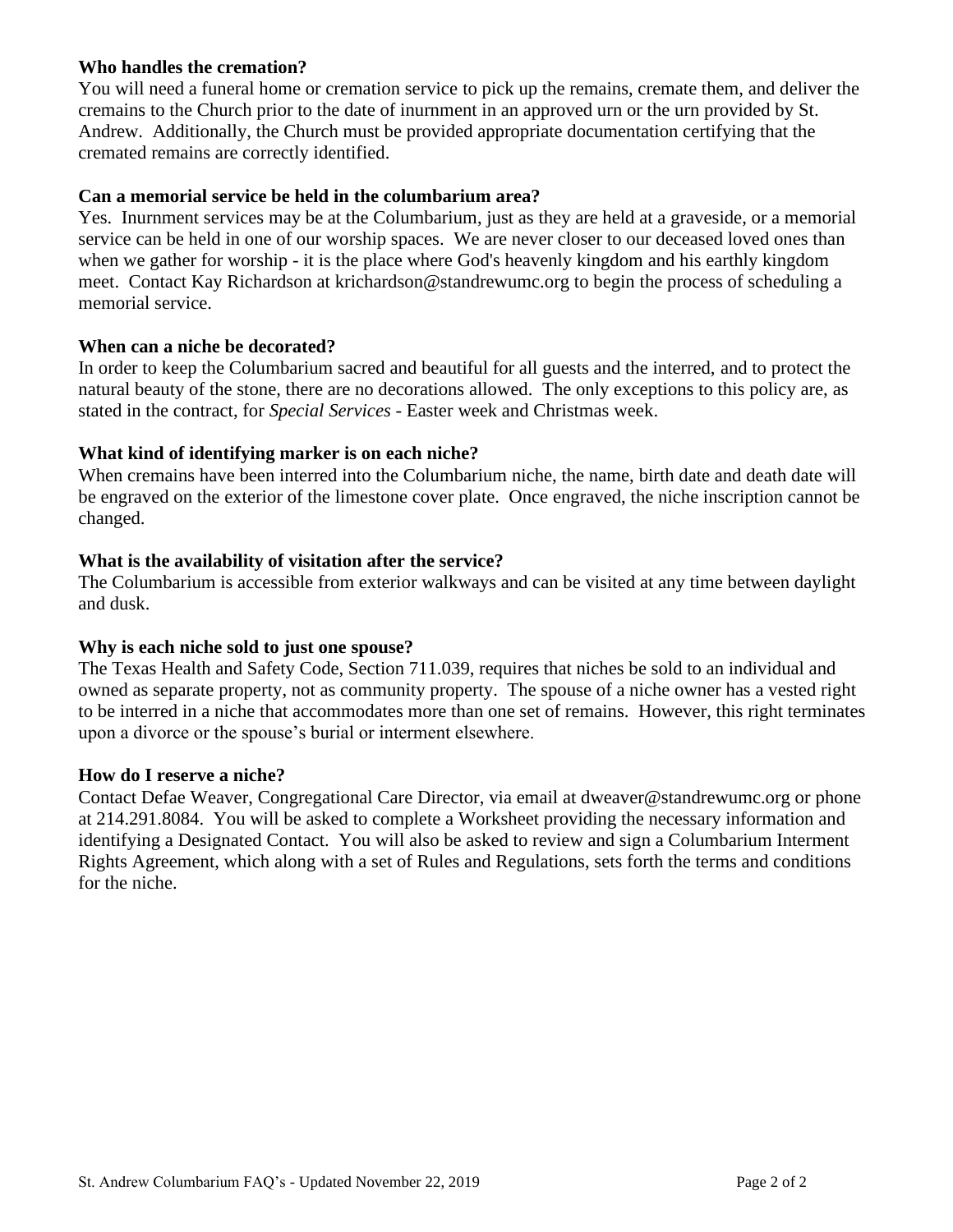**Who handles the cremation?**

You will need a funeral home or cremation service to pick up the remains, cremate them, and deliver the cremains to the Church prior to the date of inurnment in an approved urn or the urn provided by St. Andrew. Additionally, the Church must be provided appropriate documentation certifying that the cremated remains are correctly identified.

**Can a memorial service be held in the columbarium area?**

Yes. Inurnment services may be at the Columbarium, just as they are held at a graveside, or a memorial service can be held in one of our worship spaces. We are never closer to our deceased loved ones than when we gather for worship - it is the place where God's heavenly kingdom and his earthly kingdom meet. Contact Kay Richardson at krichardson@standrewumc.org to begin the process of scheduling a memorial service.

**When can a niche be decorated?**

In order to keep the Columbarium sacred and beautiful for all guests and the interred, and to protect the natural beauty of the stone, there are no decorations allowed. The only exceptions to this policy are, as stated in the contract, for *Special Services* - Easter week and Christmas week.

**What kind of identifying marker is on each niche?**

When cremains have been interred into the Columbarium niche, the name, birth date and death date will be engraved on the exterior of the limestone cover plate. Once engraved, the niche inscription cannot be changed.

**What is the availability of visitation after the service?**

The Columbarium is accessible from exterior walkways and can be visited at any time between daylight and dusk.

**Why is each niche sold to just one spouse?**

The Texas Health and Safety Code, Section 711.039, requires that niches be sold to an individual and owned as separate property, not as community property. The spouse of a niche owner has a vested right to be interred in a niche that accommodates more than one set of remains. However, this right terminates upon a divorce or the spouse's burial or interment elsewhere.

**How do I reserve a niche?**

Contact Defae Weaver, Congregational Care Director, via email at dweaver@standrewumc.org or phone at 214.291.8084. You will be asked to complete a Worksheet providing the necessary information and identifying a Designated Contact. You will also be asked to review and sign a Columbarium Interment Rights Agreement, which along with a set of Rules and Regulations, sets forth the terms and conditions for the niche.